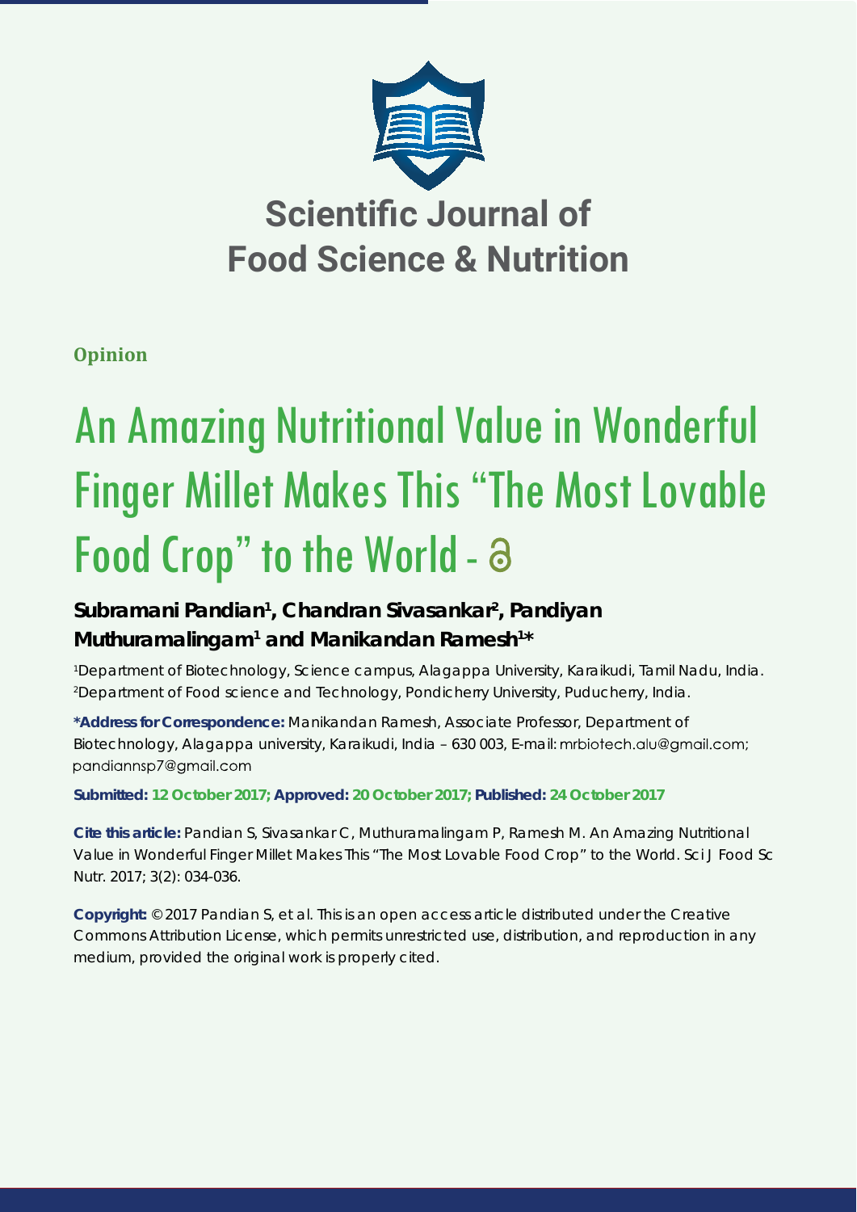# Scientific Journal of Food Science & Nutrition

**Opinion**

# An Amazing Nutritional Value in Wonderful Finger Millet Makes This "The Most Lovable Food Crop" to the World

**Subramani Pandian[1], Chandran Sivasankar[2], Pandiyan Muthuramalingam[1] and Manikandan Ramesh[1]***

[1]Department of Biotechnology, Science campus, Alagappa University, Karaikudi, Tamil Nadu, India.
[2]Department of Food science and Technology, Pondicherry University, Puducherry, India.

**\*Address for Correspondence:** Manikandan Ramesh, Associate Professor, Department of Biotechnology, Alagappa university, Karaikudi, India – 630 003, E-mail: mrbiotech.alu@gmail.com; pandiannsp7@gmail.com

**Submitted: 12 October 2017; Approved: 20 October 2017; Published: 24 October 2017**

**Cite this article:** Pandian S, Sivasankar C, Muthuramalingam P, Ramesh M. An Amazing Nutritional Value in Wonderful Finger Millet Makes This "The Most Lovable Food Crop" to the World. Sci J Food Sc Nutr. 2017; 3(2): 034-036.

**Copyright:** © 2017 Pandian S, et al. This is an open access article distributed under the Creative Commons Attribution License, which permits unrestricted use, distribution, and reproduction in any medium, provided the original work is properly cited.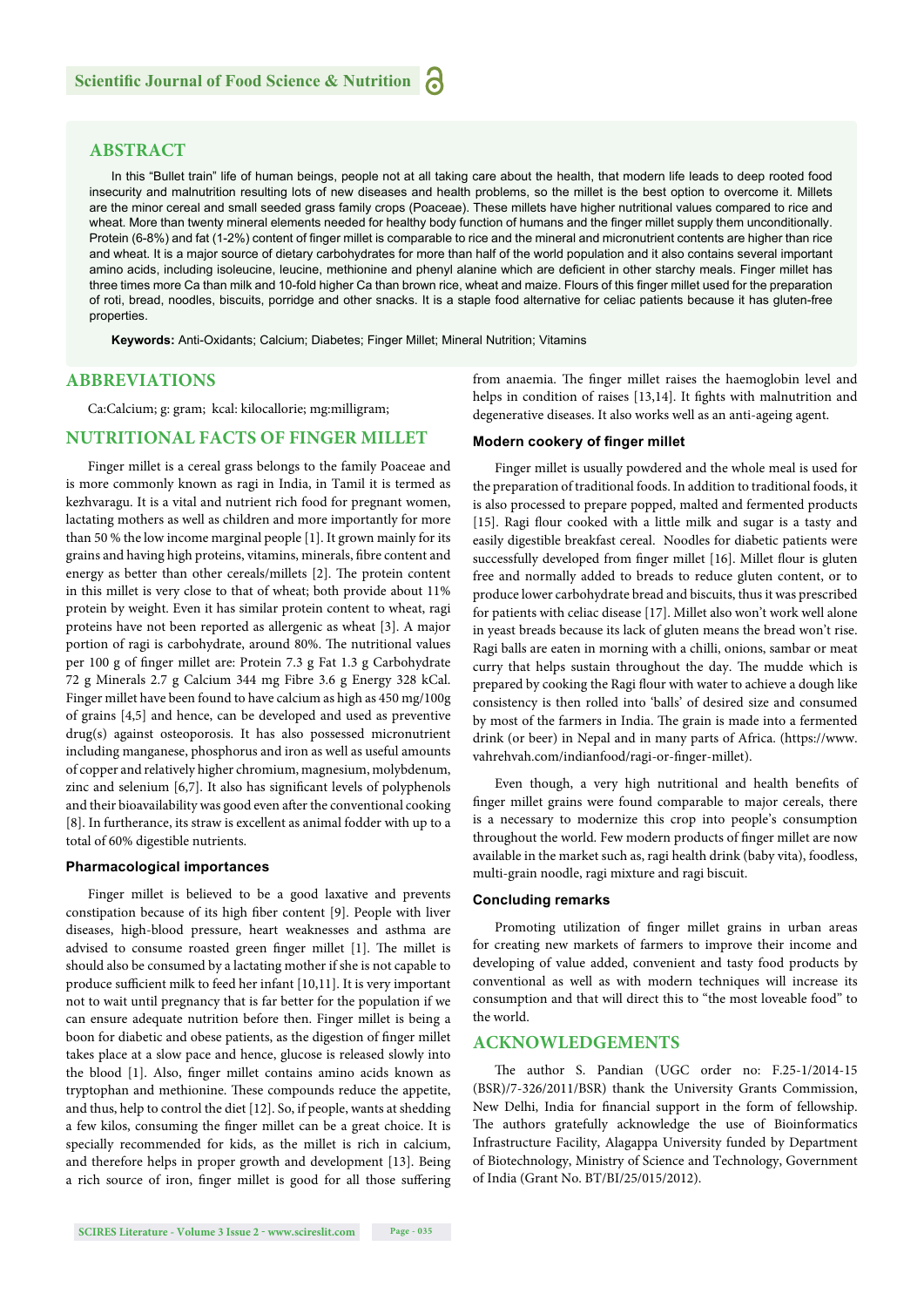## ABSTRACT

In this "Bullet train" life of human beings, people not at all taking care about the health, that modern life leads to deep rooted food insecurity and malnutrition resulting lots of new diseases and health problems, so the millet is the best option to overcome it. Millets are the minor cereal and small seeded grass family crops (Poaceae). These millets have higher nutritional values compared to rice and wheat. More than twenty mineral elements needed for healthy body function of humans and the finger millet supply them unconditionally. Protein (6-8%) and fat (1-2%) content of finger millet is comparable to rice and the mineral and micronutrient contents are higher than rice and wheat. It is a major source of dietary carbohydrates for more than half of the world population and it also contains several important amino acids, including isoleucine, leucine, methionine and phenyl alanine which are deficient in other starchy meals. Finger millet has three times more Ca than milk and 10-fold higher Ca than brown rice, wheat and maize. Flours of this finger millet used for the preparation of roti, bread, noodles, biscuits, porridge and other snacks. It is a staple food alternative for celiac patients because it has gluten-free properties.

**Keywords:** Anti-Oxidants; Calcium; Diabetes; Finger Millet; Mineral Nutrition; Vitamins

## ABBREVIATIONS

Ca:Calcium; g: gram; kcal: kilocallorie; mg:milligram;

## NUTRITIONAL FACTS OF FINGER MILLET

Finger millet is a cereal grass belongs to the family Poaceae and is more commonly known as ragi in India, in Tamil it is termed as kezhvaragu. It is a vital and nutrient rich food for pregnant women, lactating mothers as well as children and more importantly for more than 50 % the low income marginal people [1]. It grown mainly for its grains and having high proteins, vitamins, minerals, fibre content and energy as better than other cereals/millets [2]. The protein content in this millet is very close to that of wheat; both provide about 11% protein by weight. Even it has similar protein content to wheat, ragi proteins have not been reported as allergenic as wheat [3]. A major portion of ragi is carbohydrate, around 80%. The nutritional values per 100 g of finger millet are: Protein 7.3 g Fat 1.3 g Carbohydrate 72 g Minerals 2.7 g Calcium 344 mg Fibre 3.6 g Energy 328 kCal. Finger millet have been found to have calcium as high as 450 mg/100g of grains [4,5] and hence, can be developed and used as preventive drug(s) against osteoporosis. It has also possessed micronutrient including manganese, phosphorus and iron as well as useful amounts of copper and relatively higher chromium, magnesium, molybdenum, zinc and selenium [6,7]. It also has significant levels of polyphenols and their bioavailability was good even after the conventional cooking [8]. In furtherance, its straw is excellent as animal fodder with up to a total of 60% digestible nutrients.

### Pharmacological importances

Finger millet is believed to be a good laxative and prevents constipation because of its high fiber content [9]. People with liver diseases, high-blood pressure, heart weaknesses and asthma are advised to consume roasted green finger millet [1]. The millet is should also be consumed by a lactating mother if she is not capable to produce sufficient milk to feed her infant [10,11]. It is very important not to wait until pregnancy that is far better for the population if we can ensure adequate nutrition before then. Finger millet is being a boon for diabetic and obese patients, as the digestion of finger millet takes place at a slow pace and hence, glucose is released slowly into the blood [1]. Also, finger millet contains amino acids known as tryptophan and methionine. These compounds reduce the appetite, and thus, help to control the diet [12]. So, if people, wants at shedding a few kilos, consuming the finger millet can be a great choice. It is specially recommended for kids, as the millet is rich in calcium, and therefore helps in proper growth and development [13]. Being a rich source of iron, finger millet is good for all those suffering from anaemia. The finger millet raises the haemoglobin level and helps in condition of raises [13,14]. It fights with malnutrition and degenerative diseases. It also works well as an anti-ageing agent.

### Modern cookery of finger millet

Finger millet is usually powdered and the whole meal is used for the preparation of traditional foods. In addition to traditional foods, it is also processed to prepare popped, malted and fermented products [15]. Ragi flour cooked with a little milk and sugar is a tasty and easily digestible breakfast cereal. Noodles for diabetic patients were successfully developed from finger millet [16]. Millet flour is gluten free and normally added to breads to reduce gluten content, or to produce lower carbohydrate bread and biscuits, thus it was prescribed for patients with celiac disease [17]. Millet also won't work well alone in yeast breads because its lack of gluten means the bread won't rise. Ragi balls are eaten in morning with a chilli, onions, sambar or meat curry that helps sustain throughout the day. The mudde which is prepared by cooking the Ragi flour with water to achieve a dough like consistency is then rolled into 'balls' of desired size and consumed by most of the farmers in India. The grain is made into a fermented drink (or beer) in Nepal and in many parts of Africa. (https://www.vahrehvah.com/indianfood/ragi-or-finger-millet).

Even though, a very high nutritional and health benefits of finger millet grains were found comparable to major cereals, there is a necessary to modernize this crop into people's consumption throughout the world. Few modern products of finger millet are now available in the market such as, ragi health drink (baby vita), foodless, multi-grain noodle, ragi mixture and ragi biscuit.

### Concluding remarks

Promoting utilization of finger millet grains in urban areas for creating new markets of farmers to improve their income and developing of value added, convenient and tasty food products by conventional as well as with modern techniques will increase its consumption and that will direct this to "the most loveable food" to the world.

## ACKNOWLEDGEMENTS

The author S. Pandian (UGC order no: F.25-1/2014-15 (BSR)/7-326/2011/BSR) thank the University Grants Commission, New Delhi, India for financial support in the form of fellowship. The authors gratefully acknowledge the use of Bioinformatics Infrastructure Facility, Alagappa University funded by Department of Biotechnology, Ministry of Science and Technology, Government of India (Grant No. BT/BI/25/015/2012).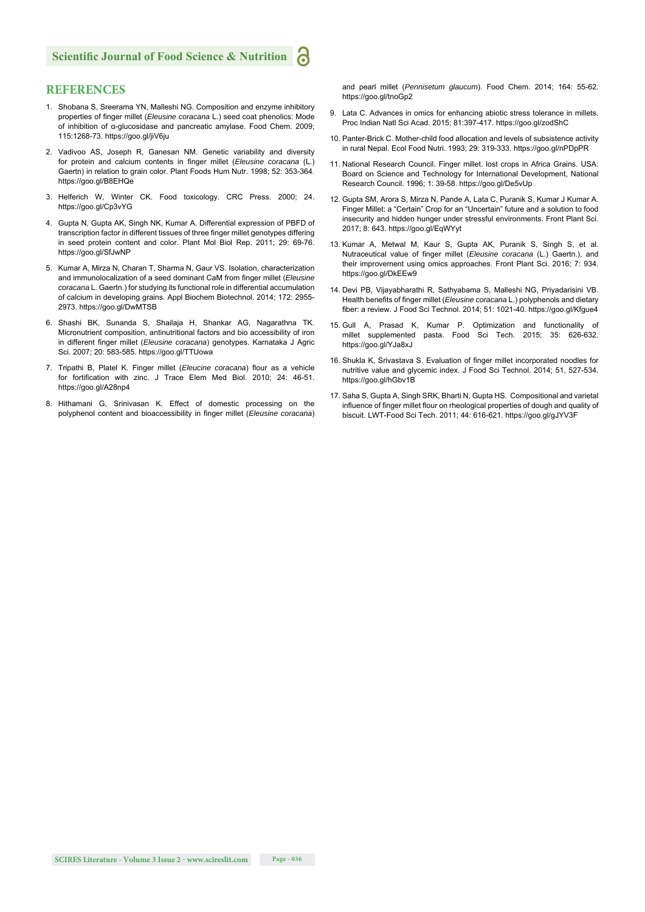## REFERENCES

1. Shobana S, Sreerama YN, Malleshi NG. Composition and enzyme inhibitory properties of finger millet (*Eleusine coracana* L.) seed coat phenolics: Mode of inhibition of α-glucosidase and pancreatic amylase. Food Chem. 2009; 115:1268-73. https://goo.gl/jiV6ju

2. Vadivoo AS, Joseph R, Ganesan NM. Genetic variability and diversity for protein and calcium contents in finger millet (*Eleusine coracana* (L.) Gaertn) in relation to grain color. Plant Foods Hum Nutr. 1998; 52: 353-364. https://goo.gl/B8EHQe

3. Helferich W, Winter CK. Food toxicology. CRC Press. 2000; 24. https://goo.gl/Cp3vYG

4. Gupta N, Gupta AK, Singh NK, Kumar A. Differential expression of PBFD of transcription factor in different tissues of three finger millet genotypes differing in seed protein content and color. Plant Mol Biol Rep. 2011; 29: 69-76. https://goo.gl/SfJwNP

5. Kumar A, Mirza N, Charan T, Sharma N, Gaur VS. Isolation, characterization and immunolocalization of a seed dominant CaM from finger millet (*Eleusine coracana* L. Gaertn.) for studying its functional role in differential accumulation of calcium in developing grains. Appl Biochem Biotechnol. 2014; 172: 2955-2973. https://goo.gl/DwMTSB

6. Shashi BK, Sunanda S, Shailaja H, Shankar AG, Nagarathna TK. Micronutrient composition, antinutritional factors and bio accessibility of iron in different finger millet (*Eleusine coracana*) genotypes. Karnataka J Agric Sci. 2007; 20: 583-585. https://goo.gl/TTUowa

7. Tripathi B, Platel K. Finger millet (*Eleucine coracana*) flour as a vehicle for fortification with zinc. J Trace Elem Med Biol. 2010; 24: 46-51. https://goo.gl/A28np4

8. Hithamani G, Srinivasan K. Effect of domestic processing on the polyphenol content and bioaccessibility in finger millet (*Eleusine coracana*) and pearl millet (*Pennisetum glaucum*). Food Chem. 2014; 164: 55-62. https://goo.gl/tnoGp2

9. Lata C. Advances in omics for enhancing abiotic stress tolerance in millets. Proc Indian Natl Sci Acad. 2015; 81:397-417. https://goo.gl/zodShC

10. Panter-Brick C. Mother-child food allocation and levels of subsistence activity in rural Nepal. Ecol Food Nutri. 1993; 29: 319-333. https://goo.gl/nPDpPR

11. National Research Council. Finger millet. lost crops in Africa Grains. USA: Board on Science and Technology for International Development, National Research Council. 1996; 1: 39-58. https://goo.gl/De5vUp

12. Gupta SM, Arora S, Mirza N, Pande A, Lata C, Puranik S, Kumar J Kumar A. Finger Millet: a "Certain" Crop for an "Uncertain" future and a solution to food insecurity and hidden hunger under stressful environments. Front Plant Sci. 2017; 8: 643. https://goo.gl/EqWYyt

13. Kumar A, Metwal M, Kaur S, Gupta AK, Puranik S, Singh S, et al. Nutraceutical value of finger millet (*Eleusine coracana* (L.) Gaertn.), and their improvement using omics approaches. Front Plant Sci. 2016; 7: 934. https://goo.gl/DkEEw9

14. Devi PB, Vijayabharathi R, Sathyabama S, Malleshi NG, Priyadarisini VB. Health benefits of finger millet (*Eleusine coracana* L.) polyphenols and dietary fiber: a review. J Food Sci Technol. 2014; 51: 1021-40. https://goo.gl/Kfgue4

15. Gull A, Prasad K, Kumar P. Optimization and functionality of millet supplemented pasta. Food Sci Tech. 2015; 35: 626-632. https://goo.gl/YJa8xJ

16. Shukla K, Srivastava S. Evaluation of finger millet incorporated noodles for nutritive value and glycemic index. J Food Sci Technol. 2014; 51, 527-534. https://goo.gl/hGbv1B

17. Saha S, Gupta A, Singh SRK, Bharti N, Gupta HS. Compositional and varietal influence of finger millet flour on rheological properties of dough and quality of biscuit. LWT-Food Sci Tech. 2011; 44: 616-621. https://goo.gl/gJYV3F